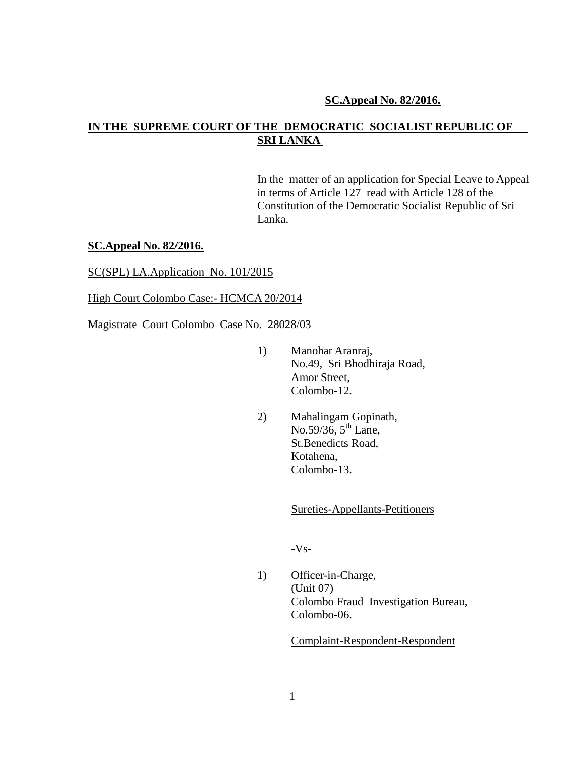**SC.Appeal No. 82/2016.**

# IN THE SUPREME COURT OF THE DEMOCRATIC SOCIALIST REPUBLIC OF SRI LANKA

In the matter of an application for Special Leave to Appeal in terms of Article 127 read with Article 128 of the Constitution of the Democratic Socialist Republic of Sri Lanka.

**SC.Appeal No. 82/2016.**

SC(SPL) LA.Application No. 101/2015

High Court Colombo Case:- HCMCA 20/2014

Magistrate Court Colombo Case No. 28028/03

1) Manohar Aranraj,
   No.49, Sri Bhodhiraja Road,
   Amor Street,
   Colombo-12.

2) Mahalingam Gopinath,
   No.59/36, 5th Lane,
   St.Benedicts Road,
   Kotahena,
   Colombo-13.

Sureties-Appellants-Petitioners

-Vs-

1) Officer-in-Charge,
   (Unit 07)
   Colombo Fraud Investigation Bureau,
   Colombo-06.

Complaint-Respondent-Respondent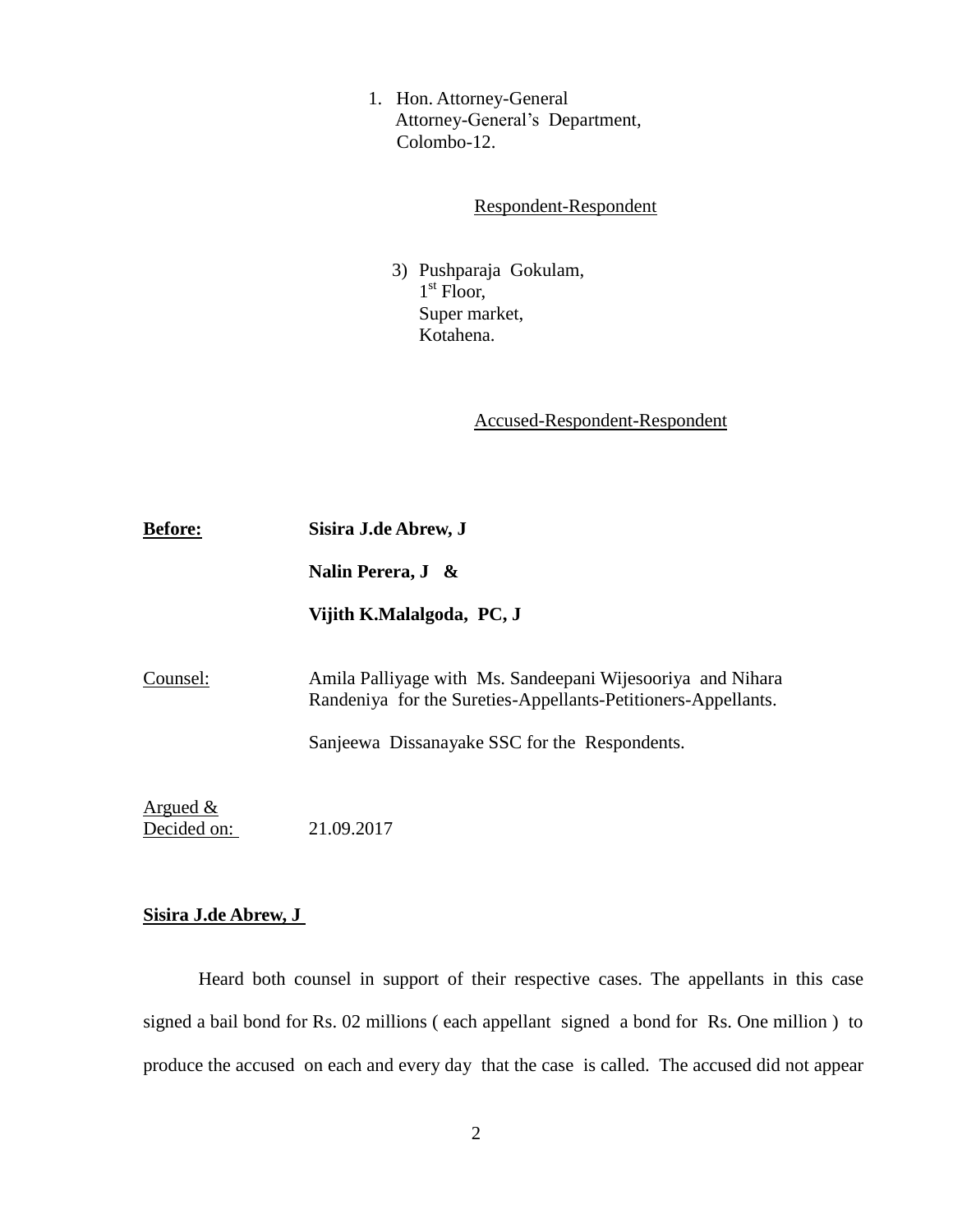1. Hon. Attorney-General
   Attorney-General's Department,
   Colombo-12.

Respondent-Respondent

3) Pushparaja Gokulam,
   1st Floor,
   Super market,
   Kotahena.

Accused-Respondent-Respondent

**Before:** **Sisira J.de Abrew, J**

**Nalin Perera, J &**

**Vijith K.Malalgoda, PC, J**

Counsel: Amila Palliyage with Ms. Sandeepani Wijesooriya and Nihara Randeniya for the Sureties-Appellants-Petitioners-Appellants.

Sanjeewa Dissanayake SSC for the Respondents.

Argued & Decided on: 21.09.2017

**Sisira J.de Abrew, J**

Heard both counsel in support of their respective cases. The appellants in this case signed a bail bond for Rs. 02 millions ( each appellant signed a bond for Rs. One million ) to produce the accused on each and every day that the case is called. The accused did not appear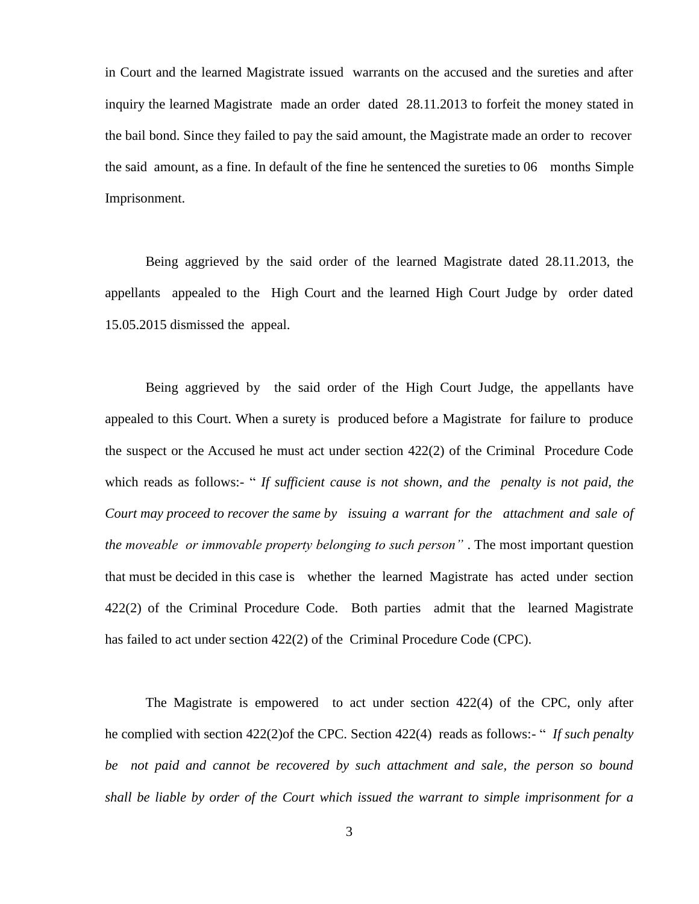in Court and the learned Magistrate issued warrants on the accused and the sureties and after inquiry the learned Magistrate made an order dated 28.11.2013 to forfeit the money stated in the bail bond. Since they failed to pay the said amount, the Magistrate made an order to recover the said amount, as a fine. In default of the fine he sentenced the sureties to 06 months Simple Imprisonment.

Being aggrieved by the said order of the learned Magistrate dated 28.11.2013, the appellants appealed to the High Court and the learned High Court Judge by order dated 15.05.2015 dismissed the appeal.

Being aggrieved by the said order of the High Court Judge, the appellants have appealed to this Court. When a surety is produced before a Magistrate for failure to produce the suspect or the Accused he must act under section 422(2) of the Criminal Procedure Code which reads as follows:- " *If sufficient cause is not shown, and the penalty is not paid, the Court may proceed to recover the same by issuing a warrant for the attachment and sale of the moveable or immovable property belonging to such person"* . The most important question that must be decided in this case is whether the learned Magistrate has acted under section 422(2) of the Criminal Procedure Code. Both parties admit that the learned Magistrate has failed to act under section 422(2) of the Criminal Procedure Code (CPC).

The Magistrate is empowered to act under section 422(4) of the CPC, only after he complied with section 422(2)of the CPC. Section 422(4) reads as follows:- " *If such penalty be not paid and cannot be recovered by such attachment and sale, the person so bound shall be liable by order of the Court which issued the warrant to simple imprisonment for a*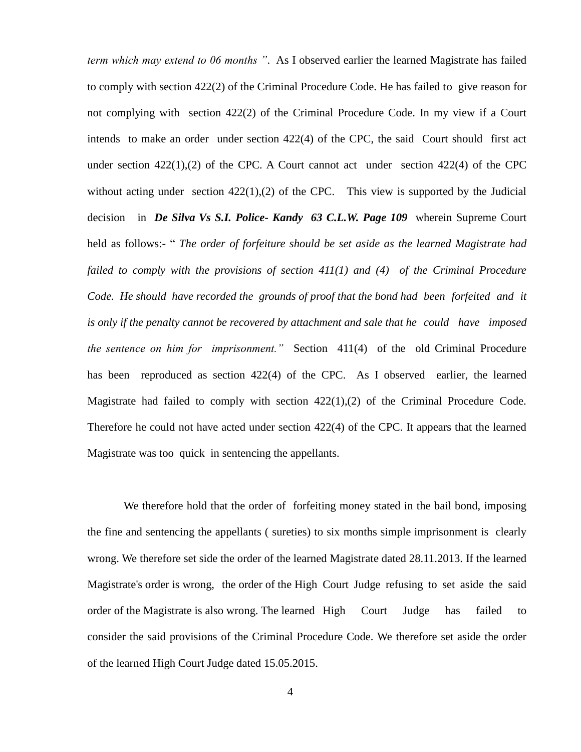*term which may extend to 06 months "*. As I observed earlier the learned Magistrate has failed to comply with section 422(2) of the Criminal Procedure Code. He has failed to give reason for not complying with section 422(2) of the Criminal Procedure Code. In my view if a Court intends to make an order under section 422(4) of the CPC, the said Court should first act under section 422(1),(2) of the CPC. A Court cannot act under section 422(4) of the CPC without acting under section 422(1),(2) of the CPC. This view is supported by the Judicial decision in ***De Silva Vs S.I. Police- Kandy 63 C.L.W. Page 109*** wherein Supreme Court held as follows:- " *The order of forfeiture should be set aside as the learned Magistrate had failed to comply with the provisions of section 411(1) and (4) of the Criminal Procedure Code. He should have recorded the grounds of proof that the bond had been forfeited and it is only if the penalty cannot be recovered by attachment and sale that he could have imposed the sentence on him for imprisonment."* Section 411(4) of the old Criminal Procedure has been reproduced as section 422(4) of the CPC. As I observed earlier, the learned Magistrate had failed to comply with section 422(1),(2) of the Criminal Procedure Code. Therefore he could not have acted under section 422(4) of the CPC. It appears that the learned Magistrate was too quick in sentencing the appellants.

We therefore hold that the order of forfeiting money stated in the bail bond, imposing the fine and sentencing the appellants ( sureties) to six months simple imprisonment is clearly wrong. We therefore set side the order of the learned Magistrate dated 28.11.2013. If the learned Magistrate's order is wrong, the order of the High Court Judge refusing to set aside the said order of the Magistrate is also wrong. The learned High Court Judge has failed to consider the said provisions of the Criminal Procedure Code. We therefore set aside the order of the learned High Court Judge dated 15.05.2015.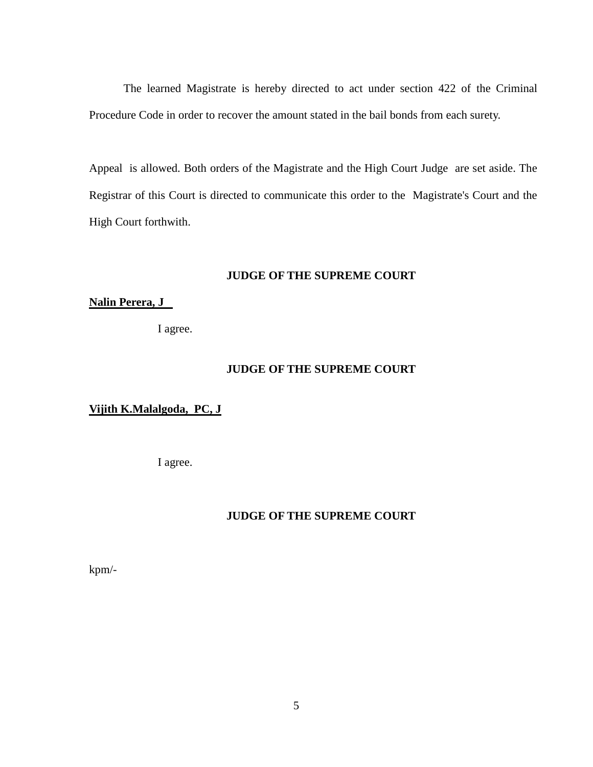The learned Magistrate is hereby directed to act under section 422 of the Criminal Procedure Code in order to recover the amount stated in the bail bonds from each surety.

Appeal is allowed. Both orders of the Magistrate and the High Court Judge are set aside. The Registrar of this Court is directed to communicate this order to the Magistrate's Court and the High Court forthwith.

**JUDGE OF THE SUPREME COURT**

**Nalin Perera, J**

I agree.

**JUDGE OF THE SUPREME COURT**

**Vijith K.Malalgoda, PC, J**

I agree.

**JUDGE OF THE SUPREME COURT**

kpm/-